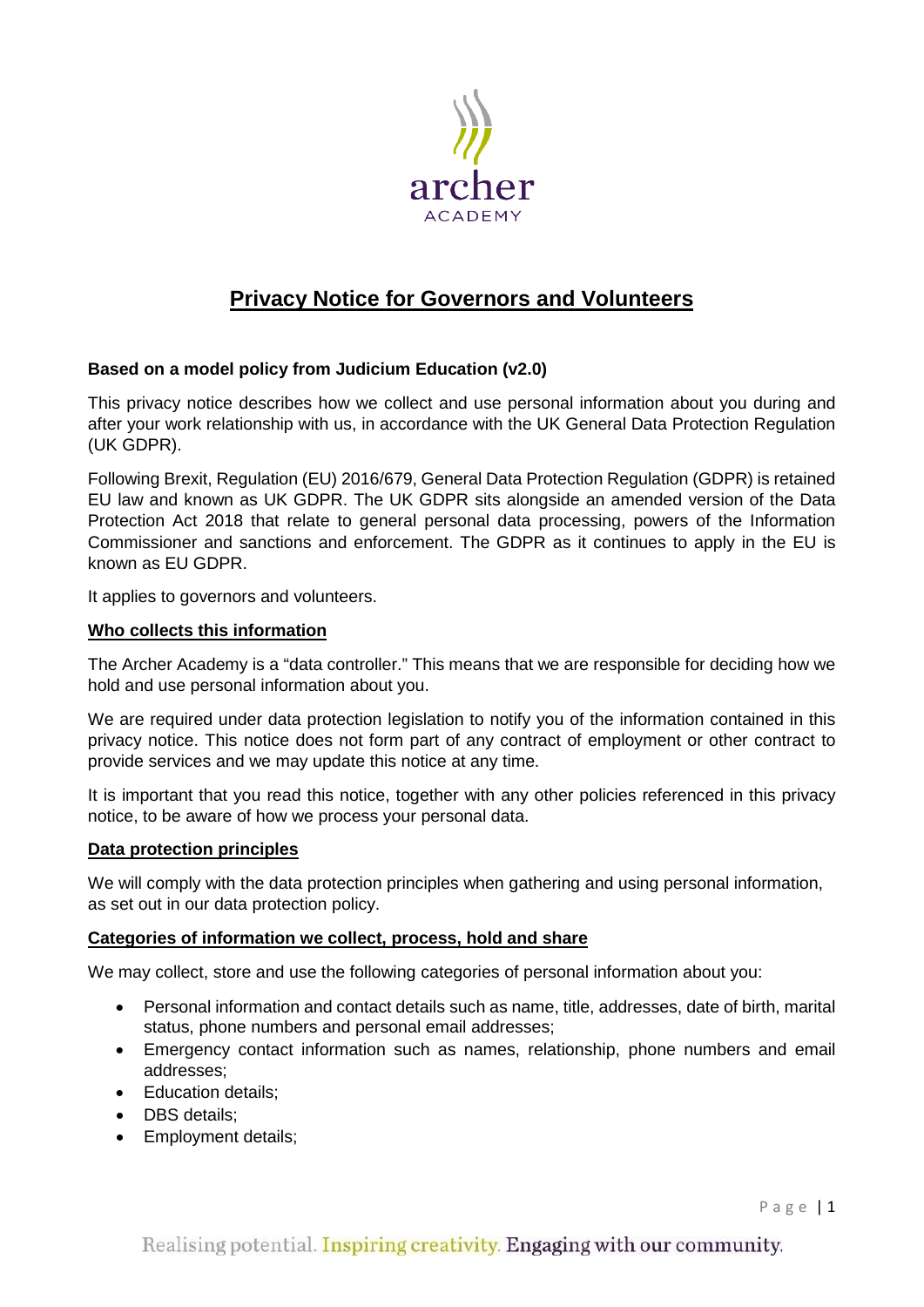# Privacy Notice for Governors and Volunteers

**Based on a model policy from Judicium Education (v2.0)**

This privacy notice describes how we collect and use personal information about you during and after your work relationship with us, in accordance with the UK General Data Protection Regulation (UK GDPR).

Following Brexit, Regulation (EU) 2016/679, General Data Protection Regulation (GDPR) is retained EU law and known as UK GDPR. The UK GDPR sits alongside an amended version of the Data Protection Act 2018 that relate to general personal data processing, powers of the Information Commissioner and sanctions and enforcement. The GDPR as it continues to apply in the EU is known as EU GDPR.

It applies to governors and volunteers.

## Who collects this information

The Archer Academy is a "data controller." This means that we are responsible for deciding how we hold and use personal information about you.

We are required under data protection legislation to notify you of the information contained in this privacy notice. This notice does not form part of any contract of employment or other contract to provide services and we may update this notice at any time.

It is important that you read this notice, together with any other policies referenced in this privacy notice, to be aware of how we process your personal data.

## Data protection principles

We will comply with the data protection principles when gathering and using personal information, as set out in our data protection policy.

## Categories of information we collect, process, hold and share

We may collect, store and use the following categories of personal information about you:

- Personal information and contact details such as name, title, addresses, date of birth, marital status, phone numbers and personal email addresses;
- Emergency contact information such as names, relationship, phone numbers and email addresses;
- Education details;
- DBS details;
- Employment details;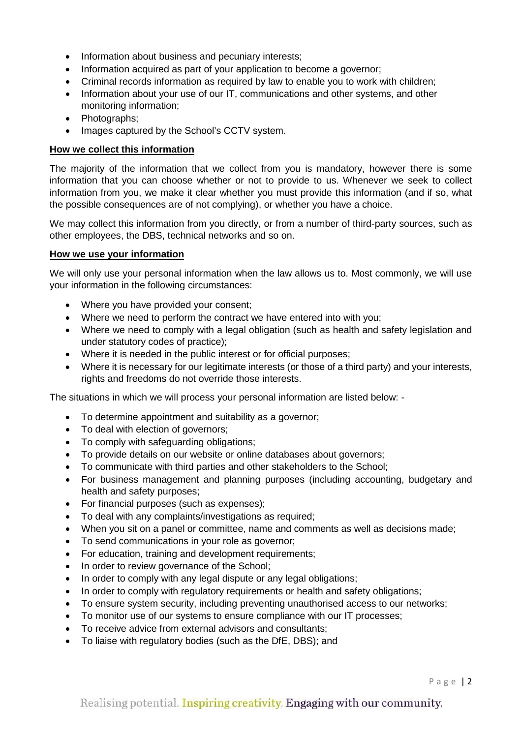- Information about business and pecuniary interests;
- Information acquired as part of your application to become a governor;
- Criminal records information as required by law to enable you to work with children;
- Information about your use of our IT, communications and other systems, and other monitoring information;
- Photographs;
- Images captured by the School's CCTV system.

**How we collect this information**

The majority of the information that we collect from you is mandatory, however there is some information that you can choose whether or not to provide to us. Whenever we seek to collect information from you, we make it clear whether you must provide this information (and if so, what the possible consequences are of not complying), or whether you have a choice.

We may collect this information from you directly, or from a number of third-party sources, such as other employees, the DBS, technical networks and so on.

**How we use your information**

We will only use your personal information when the law allows us to. Most commonly, we will use your information in the following circumstances:

- Where you have provided your consent;
- Where we need to perform the contract we have entered into with you;
- Where we need to comply with a legal obligation (such as health and safety legislation and under statutory codes of practice);
- Where it is needed in the public interest or for official purposes;
- Where it is necessary for our legitimate interests (or those of a third party) and your interests, rights and freedoms do not override those interests.

The situations in which we will process your personal information are listed below: -

- To determine appointment and suitability as a governor;
- To deal with election of governors;
- To comply with safeguarding obligations;
- To provide details on our website or online databases about governors;
- To communicate with third parties and other stakeholders to the School;
- For business management and planning purposes (including accounting, budgetary and health and safety purposes;
- For financial purposes (such as expenses);
- To deal with any complaints/investigations as required;
- When you sit on a panel or committee, name and comments as well as decisions made;
- To send communications in your role as governor;
- For education, training and development requirements;
- In order to review governance of the School;
- In order to comply with any legal dispute or any legal obligations;
- In order to comply with regulatory requirements or health and safety obligations;
- To ensure system security, including preventing unauthorised access to our networks;
- To monitor use of our systems to ensure compliance with our IT processes;
- To receive advice from external advisors and consultants;
- To liaise with regulatory bodies (such as the DfE, DBS); and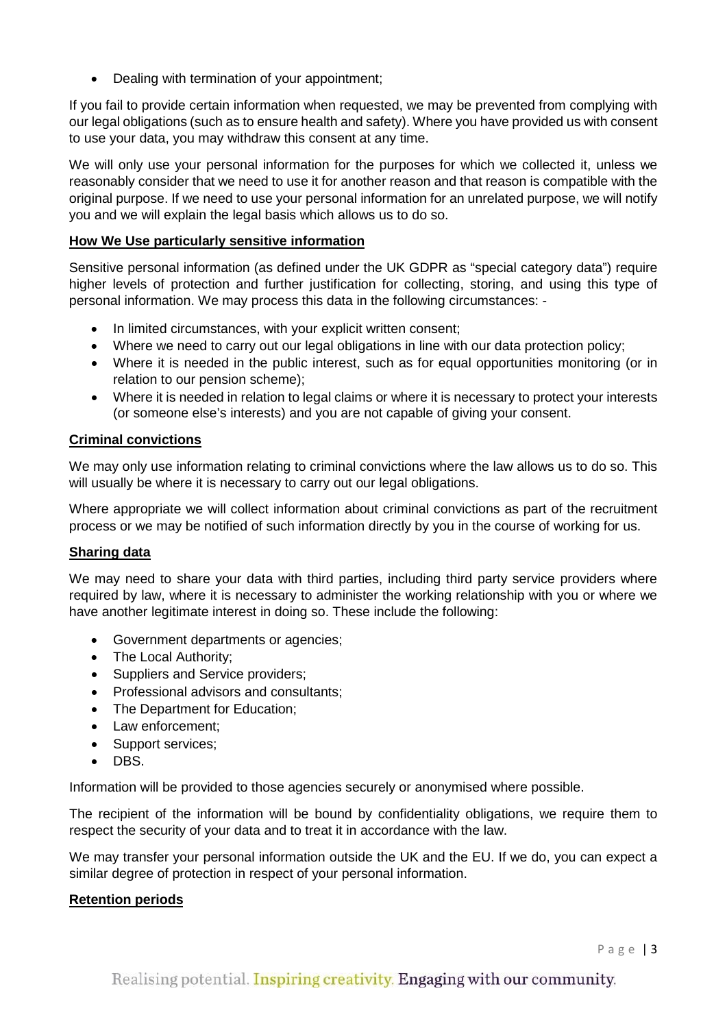- Dealing with termination of your appointment;

If you fail to provide certain information when requested, we may be prevented from complying with our legal obligations (such as to ensure health and safety). Where you have provided us with consent to use your data, you may withdraw this consent at any time.

We will only use your personal information for the purposes for which we collected it, unless we reasonably consider that we need to use it for another reason and that reason is compatible with the original purpose. If we need to use your personal information for an unrelated purpose, we will notify you and we will explain the legal basis which allows us to do so.

**How We Use particularly sensitive information**

Sensitive personal information (as defined under the UK GDPR as "special category data") require higher levels of protection and further justification for collecting, storing, and using this type of personal information. We may process this data in the following circumstances: -

- In limited circumstances, with your explicit written consent;
- Where we need to carry out our legal obligations in line with our data protection policy;
- Where it is needed in the public interest, such as for equal opportunities monitoring (or in relation to our pension scheme);
- Where it is needed in relation to legal claims or where it is necessary to protect your interests (or someone else's interests) and you are not capable of giving your consent.

**Criminal convictions**

We may only use information relating to criminal convictions where the law allows us to do so. This will usually be where it is necessary to carry out our legal obligations.

Where appropriate we will collect information about criminal convictions as part of the recruitment process or we may be notified of such information directly by you in the course of working for us.

**Sharing data**

We may need to share your data with third parties, including third party service providers where required by law, where it is necessary to administer the working relationship with you or where we have another legitimate interest in doing so. These include the following:

- Government departments or agencies;
- The Local Authority;
- Suppliers and Service providers;
- Professional advisors and consultants;
- The Department for Education;
- Law enforcement;
- Support services;
- DBS.

Information will be provided to those agencies securely or anonymised where possible.

The recipient of the information will be bound by confidentiality obligations, we require them to respect the security of your data and to treat it in accordance with the law.

We may transfer your personal information outside the UK and the EU. If we do, you can expect a similar degree of protection in respect of your personal information.

**Retention periods**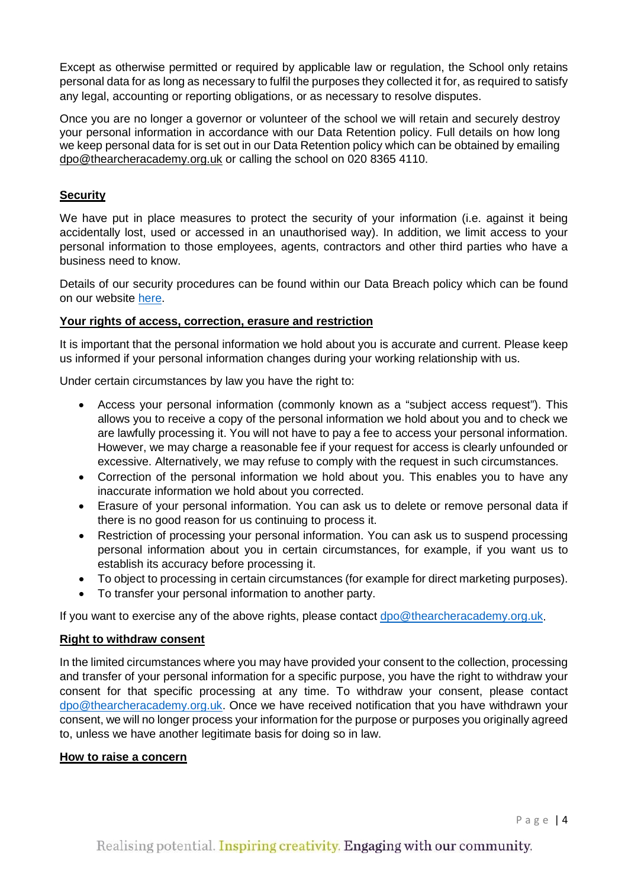Except as otherwise permitted or required by applicable law or regulation, the School only retains personal data for as long as necessary to fulfil the purposes they collected it for, as required to satisfy any legal, accounting or reporting obligations, or as necessary to resolve disputes.

Once you are no longer a governor or volunteer of the school we will retain and securely destroy your personal information in accordance with our Data Retention policy. Full details on how long we keep personal data for is set out in our Data Retention policy which can be obtained by emailing dpo@thearcheracademy.org.uk or calling the school on 020 8365 4110.

## Security

We have put in place measures to protect the security of your information (i.e. against it being accidentally lost, used or accessed in an unauthorised way). In addition, we limit access to your personal information to those employees, agents, contractors and other third parties who have a business need to know.

Details of our security procedures can be found within our Data Breach policy which can be found on our website here.

## Your rights of access, correction, erasure and restriction

It is important that the personal information we hold about you is accurate and current. Please keep us informed if your personal information changes during your working relationship with us.

Under certain circumstances by law you have the right to:

- Access your personal information (commonly known as a "subject access request"). This allows you to receive a copy of the personal information we hold about you and to check we are lawfully processing it. You will not have to pay a fee to access your personal information. However, we may charge a reasonable fee if your request for access is clearly unfounded or excessive. Alternatively, we may refuse to comply with the request in such circumstances.
- Correction of the personal information we hold about you. This enables you to have any inaccurate information we hold about you corrected.
- Erasure of your personal information. You can ask us to delete or remove personal data if there is no good reason for us continuing to process it.
- Restriction of processing your personal information. You can ask us to suspend processing personal information about you in certain circumstances, for example, if you want us to establish its accuracy before processing it.
- To object to processing in certain circumstances (for example for direct marketing purposes).
- To transfer your personal information to another party.

If you want to exercise any of the above rights, please contact dpo@thearcheracademy.org.uk.

## Right to withdraw consent

In the limited circumstances where you may have provided your consent to the collection, processing and transfer of your personal information for a specific purpose, you have the right to withdraw your consent for that specific processing at any time. To withdraw your consent, please contact dpo@thearcheracademy.org.uk. Once we have received notification that you have withdrawn your consent, we will no longer process your information for the purpose or purposes you originally agreed to, unless we have another legitimate basis for doing so in law.

## How to raise a concern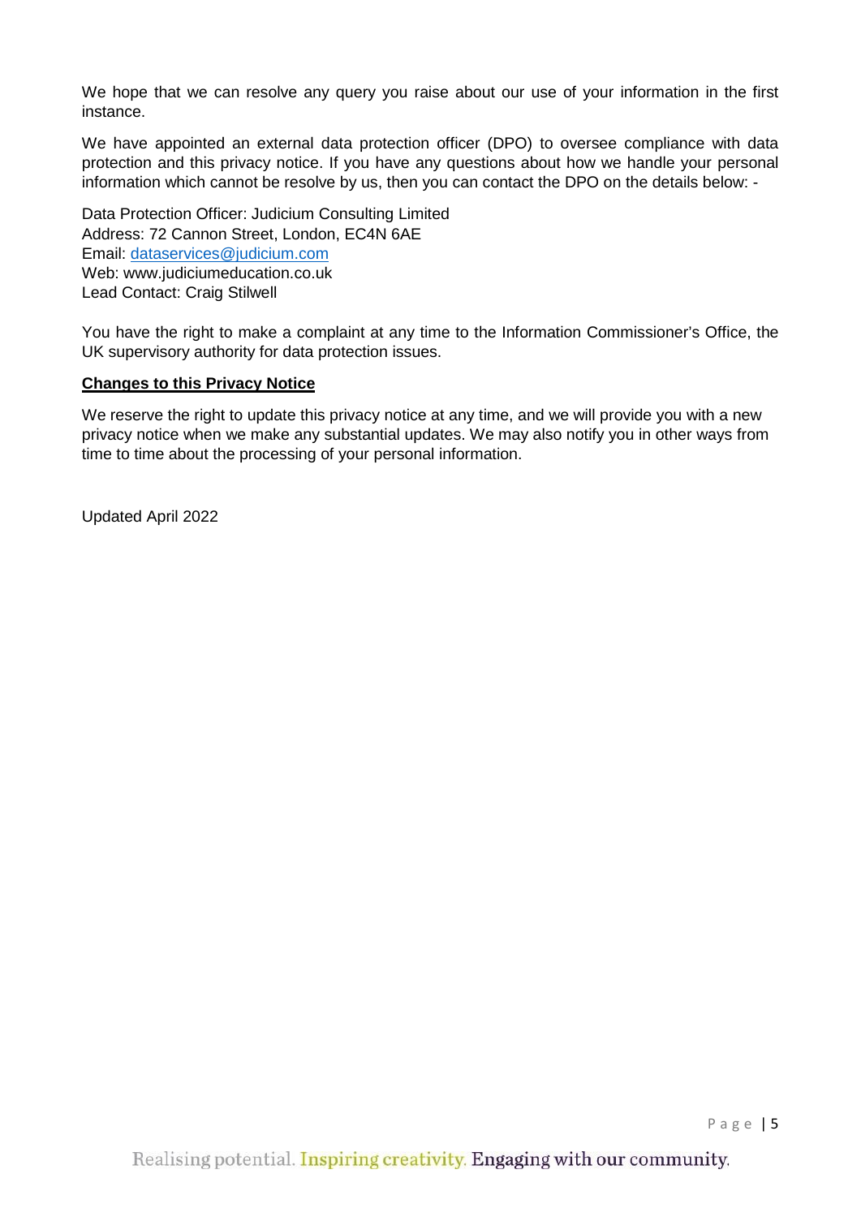We hope that we can resolve any query you raise about our use of your information in the first instance.

We have appointed an external data protection officer (DPO) to oversee compliance with data protection and this privacy notice. If you have any questions about how we handle your personal information which cannot be resolve by us, then you can contact the DPO on the details below: -

Data Protection Officer: Judicium Consulting Limited
Address: 72 Cannon Street, London, EC4N 6AE
Email: dataservices@judicium.com
Web: www.judiciumeducation.co.uk
Lead Contact: Craig Stilwell

You have the right to make a complaint at any time to the Information Commissioner's Office, the UK supervisory authority for data protection issues.

**Changes to this Privacy Notice**

We reserve the right to update this privacy notice at any time, and we will provide you with a new privacy notice when we make any substantial updates. We may also notify you in other ways from time to time about the processing of your personal information.

Updated April 2022